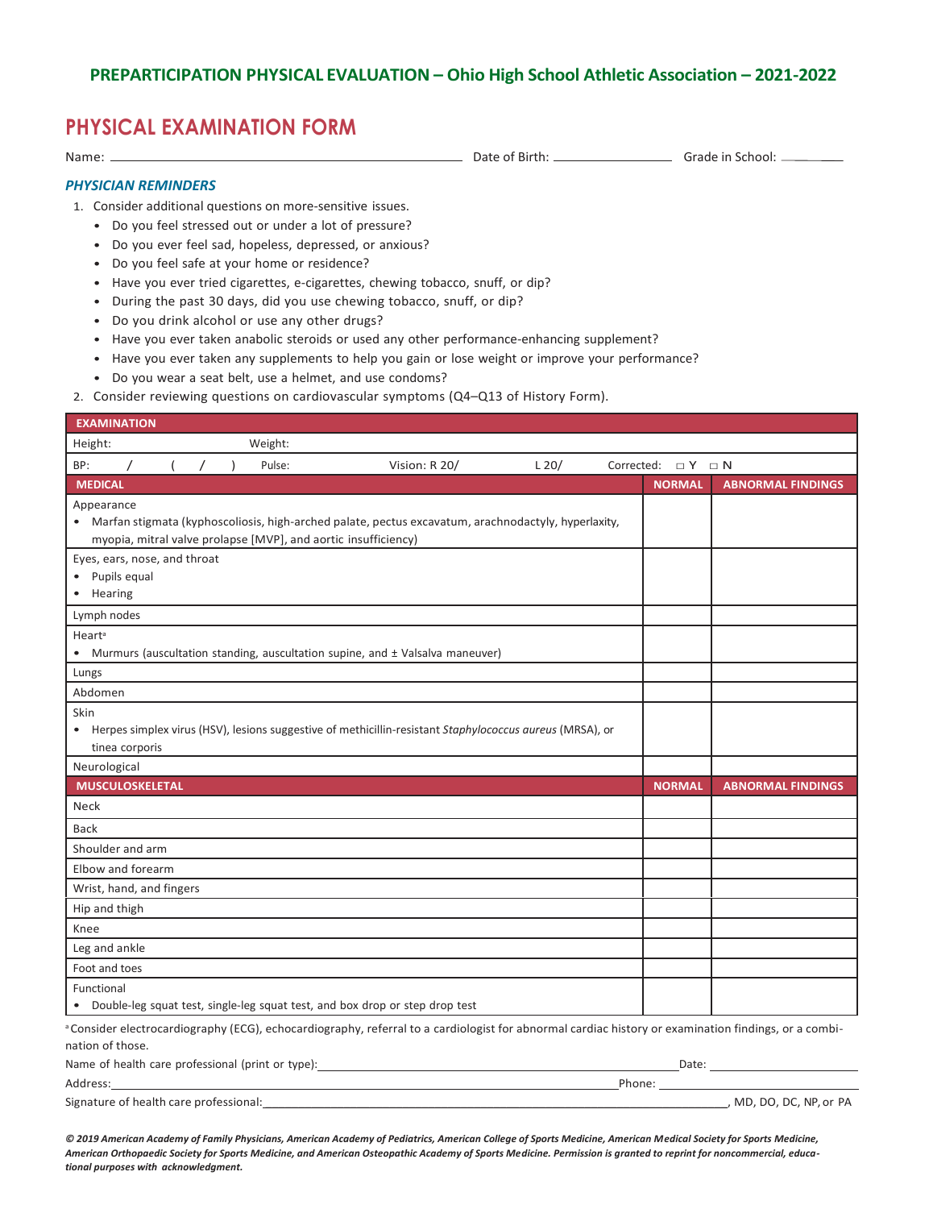## PREPARTICIPATION PHYSICAL EVALUATION – Ohio High School Athletic Association – 2021-2022

# PHYSICAL EXAMINATION FORM

Name: ______________________ Date of Birth: ______________ Grade in School: ______

### *PHYSICIAN REMINDERS*

1. Consider additional questions on more-sensitive issues.
   - Do you feel stressed out or under a lot of pressure?
   - Do you ever feel sad, hopeless, depressed, or anxious?
   - Do you feel safe at your home or residence?
   - Have you ever tried cigarettes, e-cigarettes, chewing tobacco, snuff, or dip?
   - During the past 30 days, did you use chewing tobacco, snuff, or dip?
   - Do you drink alcohol or use any other drugs?
   - Have you ever taken anabolic steroids or used any other performance-enhancing supplement?
   - Have you ever taken any supplements to help you gain or lose weight or improve your performance?
   - Do you wear a seat belt, use a helmet, and use condoms?
2. Consider reviewing questions on cardiovascular symptoms (Q4–Q13 of History Form).

| EXAMINATION | | |
|---|---|---|
| Height: Weight: | | |
| BP: / ( / ) Pulse: Vision: R 20/ L 20/ Corrected: □ Y □ N | | |
| **MEDICAL** | **NORMAL** | **ABNORMAL FINDINGS** |
| Appearance<br>• Marfan stigmata (kyphoscoliosis, high-arched palate, pectus excavatum, arachnodactyly, hyperlaxity, myopia, mitral valve prolapse [MVP], and aortic insufficiency) | | |
| Eyes, ears, nose, and throat<br>• Pupils equal<br>• Hearing | | |
| Lymph nodes | | |
| Heart[a]<br>• Murmurs (auscultation standing, auscultation supine, and ± Valsalva maneuver) | | |
| Lungs | | |
| Abdomen | | |
| Skin<br>• Herpes simplex virus (HSV), lesions suggestive of methicillin-resistant *Staphylococcus aureus* (MRSA), or tinea corporis | | |
| Neurological | | |
| **MUSCULOSKELETAL** | **NORMAL** | **ABNORMAL FINDINGS** |
| Neck | | |
| Back | | |
| Shoulder and arm | | |
| Elbow and forearm | | |
| Wrist, hand, and fingers | | |
| Hip and thigh | | |
| Knee | | |
| Leg and ankle | | |
| Foot and toes | | |
| Functional<br>• Double-leg squat test, single-leg squat test, and box drop or step drop test | | |

[a] Consider electrocardiography (ECG), echocardiography, referral to a cardiologist for abnormal cardiac history or examination findings, or a combination of those.

Name of health care professional (print or type): ______________________ Date: __________

Address: ______________________ Phone: __________

Signature of health care professional: ______________________, MD, DO, DC, NP, or PA

*© 2019 American Academy of Family Physicians, American Academy of Pediatrics, American College of Sports Medicine, American Medical Society for Sports Medicine, American Orthopaedic Society for Sports Medicine, and American Osteopathic Academy of Sports Medicine. Permission is granted to reprint for noncommercial, educational purposes with acknowledgment.*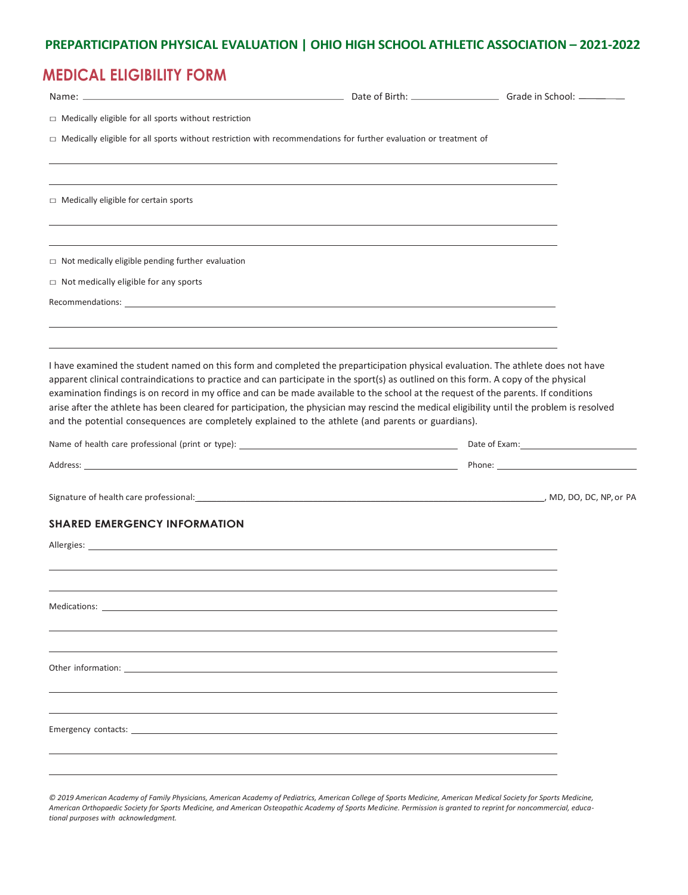**PREPARTICIPATION PHYSICAL EVALUATION | OHIO HIGH SCHOOL ATHLETIC ASSOCIATION – 2021-2022**

# MEDICAL ELIGIBILITY FORM

Name: ______________________________ Date of Birth: ______________ Grade in School: ________

□ Medically eligible for all sports without restriction

□ Medically eligible for all sports without restriction with recommendations for further evaluation or treatment of

______________________________________________________________________________

______________________________________________________________________________

□ Medically eligible for certain sports

______________________________________________________________________________

______________________________________________________________________________

□ Not medically eligible pending further evaluation

□ Not medically eligible for any sports

Recommendations: ______________________________________________________________

______________________________________________________________________________

______________________________________________________________________________

I have examined the student named on this form and completed the preparticipation physical evaluation. The athlete does not have apparent clinical contraindications to practice and can participate in the sport(s) as outlined on this form. A copy of the physical examination findings is on record in my office and can be made available to the school at the request of the parents. If conditions arise after the athlete has been cleared for participation, the physician may rescind the medical eligibility until the problem is resolved and the potential consequences are completely explained to the athlete (and parents or guardians).

Name of health care professional (print or type): ______________________________ Date of Exam: ______________

Address: ______________________________________________________________ Phone: ______________

Signature of health care professional: ______________________________________________, MD, DO, DC, NP, or PA

## SHARED EMERGENCY INFORMATION

Allergies: ______________________________________________________________________

______________________________________________________________________________

______________________________________________________________________________

Medications: ____________________________________________________________________

______________________________________________________________________________

______________________________________________________________________________

Other information: _______________________________________________________________

______________________________________________________________________________

______________________________________________________________________________

Emergency contacts: _____________________________________________________________

______________________________________________________________________________

______________________________________________________________________________

*© 2019 American Academy of Family Physicians, American Academy of Pediatrics, American College of Sports Medicine, American Medical Society for Sports Medicine, American Orthopaedic Society for Sports Medicine, and American Osteopathic Academy of Sports Medicine. Permission is granted to reprint for noncommercial, educational purposes with acknowledgment.*